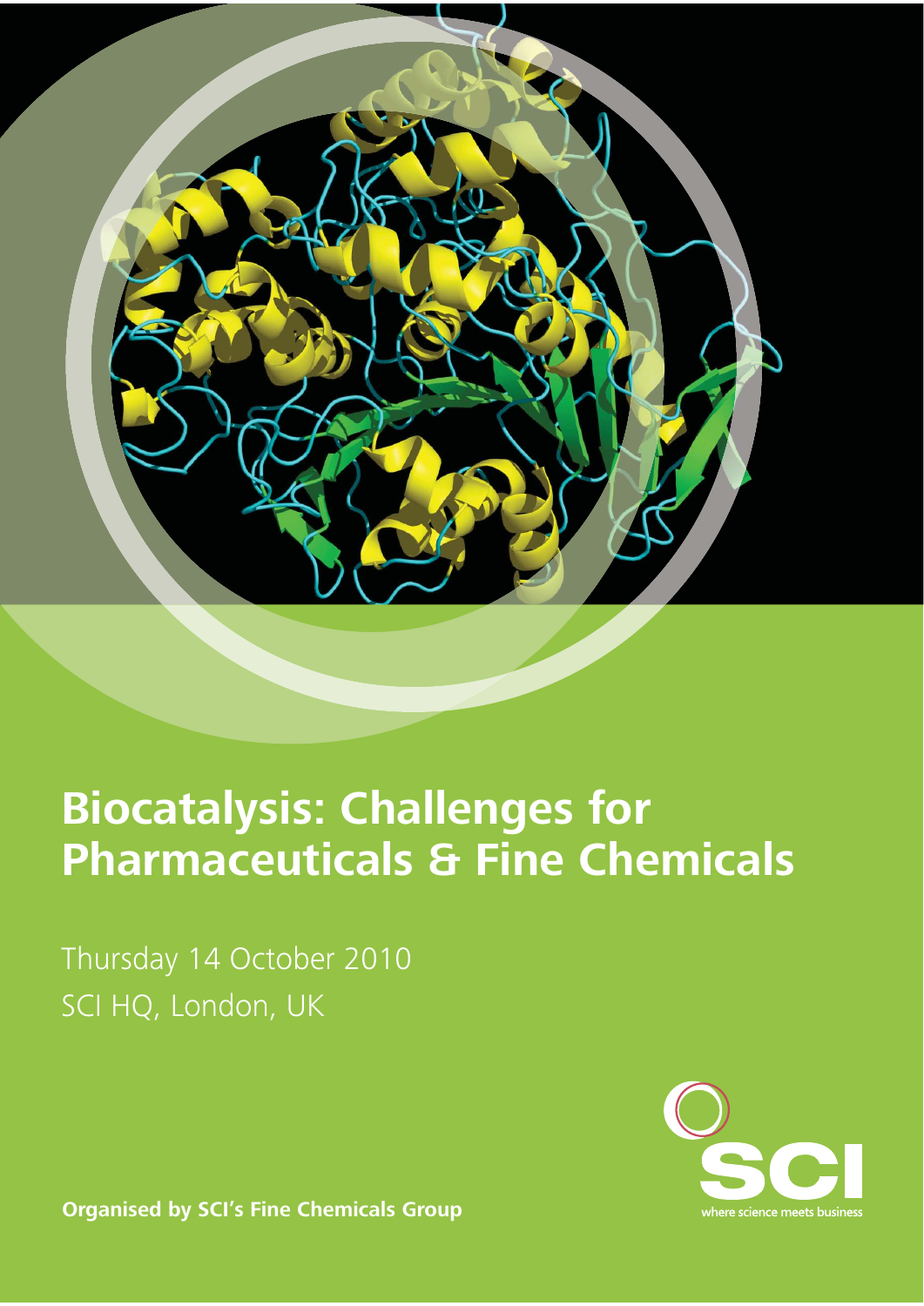# Biocatalysis: Challenges for Pharmaceuticals & Fine Chemicals

Thursday 14 October 2010

SCI HQ, London, UK

**Organised by SCI's Fine Chemicals Group**

SCI

where science meets business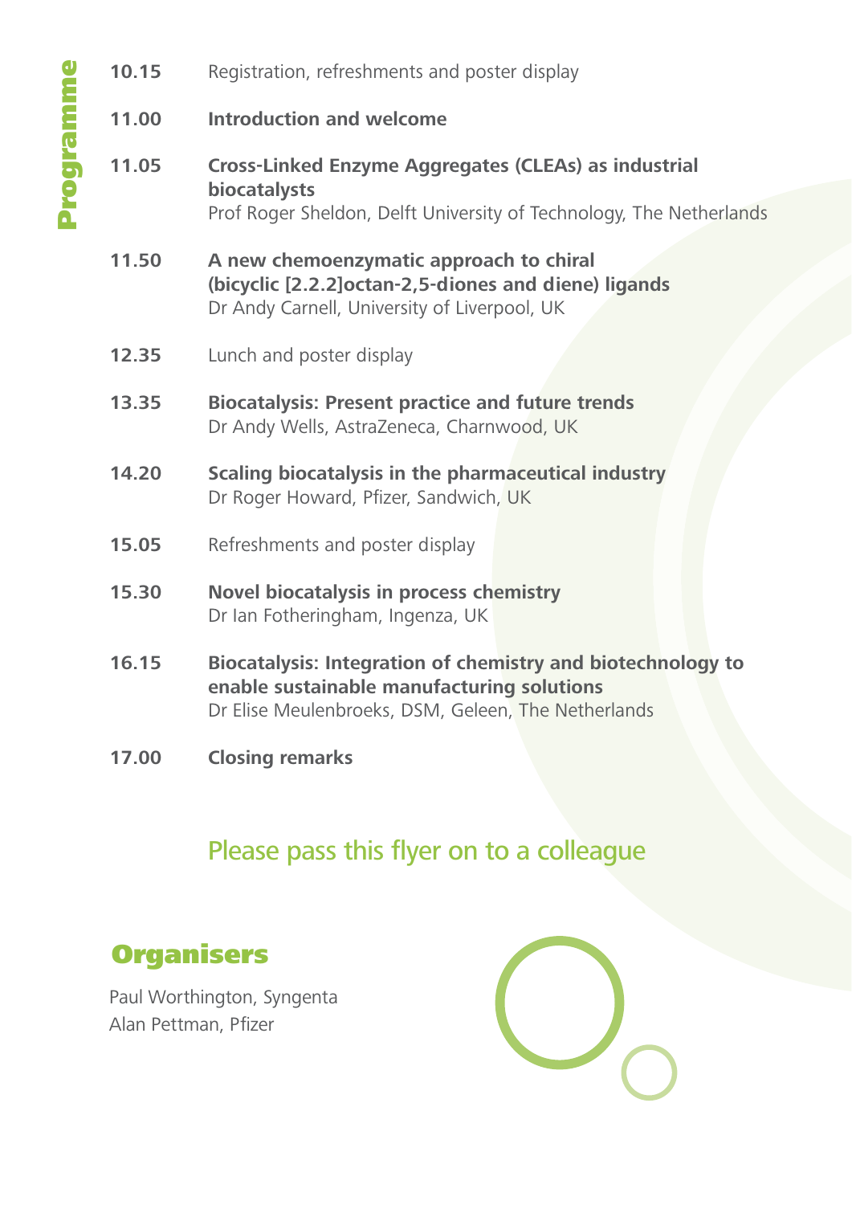## Programme

**10.15** Registration, refreshments and poster display

**11.00** **Introduction and welcome**

**11.05** **Cross-Linked Enzyme Aggregates (CLEAs) as industrial biocatalysts**
Prof Roger Sheldon, Delft University of Technology, The Netherlands

**11.50** **A new chemoenzymatic approach to chiral (bicyclic [2.2.2]octan-2,5-diones and diene) ligands**
Dr Andy Carnell, University of Liverpool, UK

**12.35** Lunch and poster display

**13.35** **Biocatalysis: Present practice and future trends**
Dr Andy Wells, AstraZeneca, Charnwood, UK

**14.20** **Scaling biocatalysis in the pharmaceutical industry**
Dr Roger Howard, Pfizer, Sandwich, UK

**15.05** Refreshments and poster display

**15.30** **Novel biocatalysis in process chemistry**
Dr Ian Fotheringham, Ingenza, UK

**16.15** **Biocatalysis: Integration of chemistry and biotechnology to enable sustainable manufacturing solutions**
Dr Elise Meulenbroeks, DSM, Geleen, The Netherlands

**17.00** **Closing remarks**

Please pass this flyer on to a colleague

## Organisers

Paul Worthington, Syngenta
Alan Pettman, Pfizer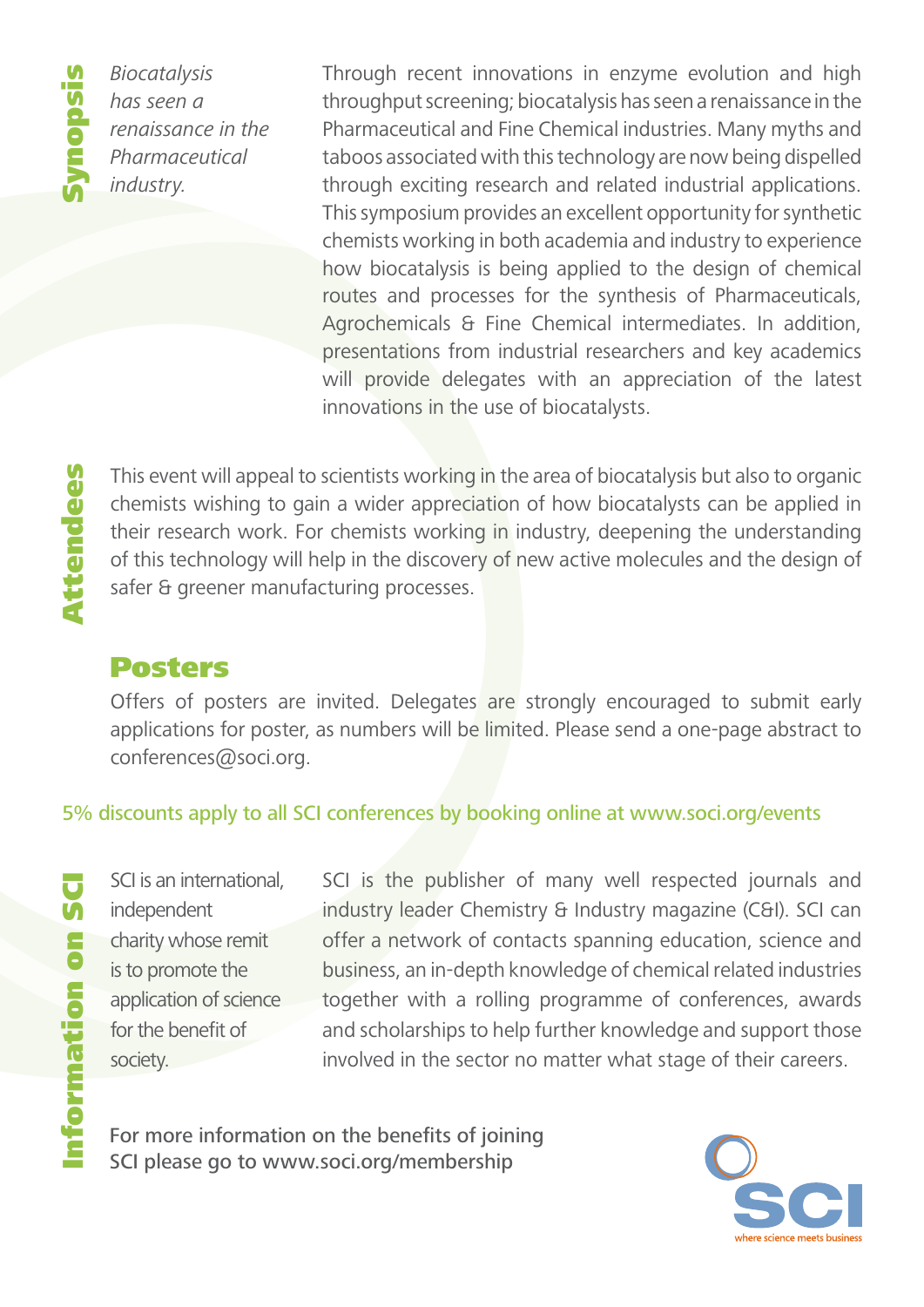## Synopsis

*Biocatalysis has seen a renaissance in the Pharmaceutical industry.*

Through recent innovations in enzyme evolution and high throughput screening; biocatalysis has seen a renaissance in the Pharmaceutical and Fine Chemical industries. Many myths and taboos associated with this technology are now being dispelled through exciting research and related industrial applications. This symposium provides an excellent opportunity for synthetic chemists working in both academia and industry to experience how biocatalysis is being applied to the design of chemical routes and processes for the synthesis of Pharmaceuticals, Agrochemicals & Fine Chemical intermediates. In addition, presentations from industrial researchers and key academics will provide delegates with an appreciation of the latest innovations in the use of biocatalysts.

## Attendees

This event will appeal to scientists working in the area of biocatalysis but also to organic chemists wishing to gain a wider appreciation of how biocatalysts can be applied in their research work. For chemists working in industry, deepening the understanding of this technology will help in the discovery of new active molecules and the design of safer & greener manufacturing processes.

## Posters

Offers of posters are invited. Delegates are strongly encouraged to submit early applications for poster, as numbers will be limited. Please send a one-page abstract to conferences@soci.org.

5% discounts apply to all SCI conferences by booking online at www.soci.org/events

## Information on SCI

SCI is an international, independent charity whose remit is to promote the application of science for the benefit of society.

SCI is the publisher of many well respected journals and industry leader Chemistry & Industry magazine (C&I). SCI can offer a network of contacts spanning education, science and business, an in-depth knowledge of chemical related industries together with a rolling programme of conferences, awards and scholarships to help further knowledge and support those involved in the sector no matter what stage of their careers.

For more information on the benefits of joining SCI please go to www.soci.org/membership

SCI
where science meets business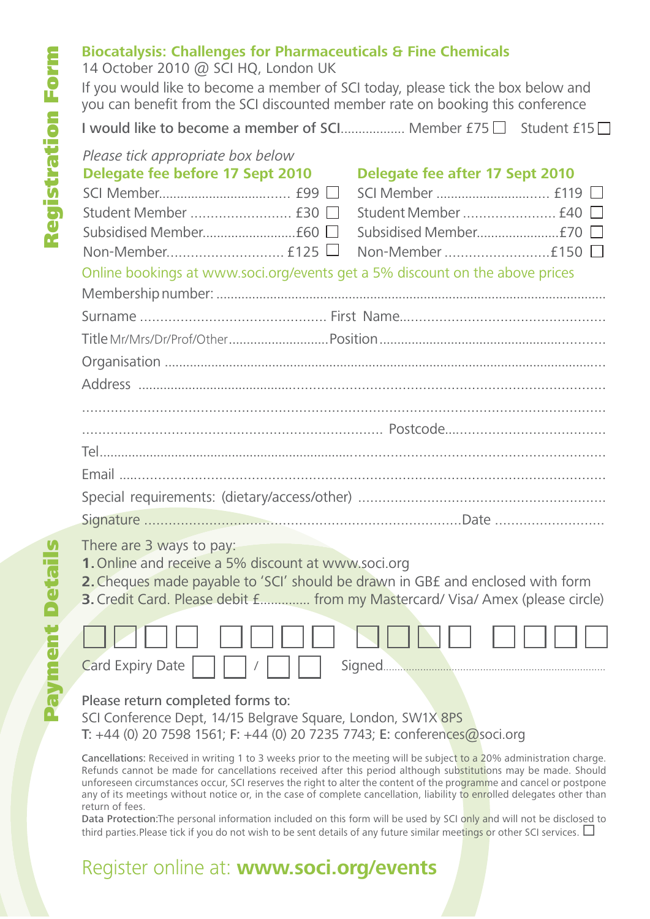# Registration Form

## Biocatalysis: Challenges for Pharmaceuticals & Fine Chemicals

14 October 2010 @ SCI HQ, London UK

If you would like to become a member of SCI today, please tick the box below and you can benefit from the SCI discounted member rate on booking this conference

**I would like to become a member of SCI**.................. Member £75 ☐ Student £15 ☐

*Please tick appropriate box below*

| **Delegate fee before 17 Sept 2010** | | **Delegate fee after 17 Sept 2010** | |
|---|---|---|---|
| SCI Member | £99 ☐ | SCI Member | £119 ☐ |
| Student Member | £30 ☐ | Student Member | £40 ☐ |
| Subsidised Member | £60 ☐ | Subsidised Member | £70 ☐ |
| Non-Member | £125 ☐ | Non-Member | £150 ☐ |

Online bookings at www.soci.org/events get a 5% discount on the above prices

Membership number: ..........................................................................................................

Surname ............................................ First Name.................................................

Title Mr/Mrs/Dr/Prof/Other........................... Position ..............................................................

Organisation ..........................................................................................................

Address ..........................................................................................................

..........................................................................................................

.................................................................... Postcode.......................................

Tel..........................................................................................................

Email ..........................................................................................................

Special requirements: (dietary/access/other) ..............................................................

Signature .......................................................................... Date ...........................

# Payment Details

There are 3 ways to pay:

**1.** Online and receive a 5% discount at www.soci.org

**2.** Cheques made payable to 'SCI' should be drawn in GB£ and enclosed with form

**3.** Credit Card. Please debit £............. from my Mastercard/ Visa/ Amex (please circle)

☐☐☐☐ ☐☐☐☐ ☐☐☐☐ ☐☐☐☐

Card Expiry Date ☐☐ / ☐☐ Signed..........................................................................

Please return completed forms to:

SCI Conference Dept, 14/15 Belgrave Square, London, SW1X 8PS

**T:** +44 (0) 20 7598 1561; **F:** +44 (0) 20 7235 7743; **E:** conferences@soci.org

Cancellations: Received in writing 1 to 3 weeks prior to the meeting will be subject to a 20% administration charge. Refunds cannot be made for cancellations received after this period although substitutions may be made. Should unforeseen circumstances occur, SCI reserves the right to alter the content of the programme and cancel or postpone any of its meetings without notice or, in the case of complete cancellation, liability to enrolled delegates other than return of fees.

Data Protection:The personal information included on this form will be used by SCI only and will not be disclosed to third parties.Please tick if you do not wish to be sent details of any future similar meetings or other SCI services. ☐

Register online at: **www.soci.org/events**